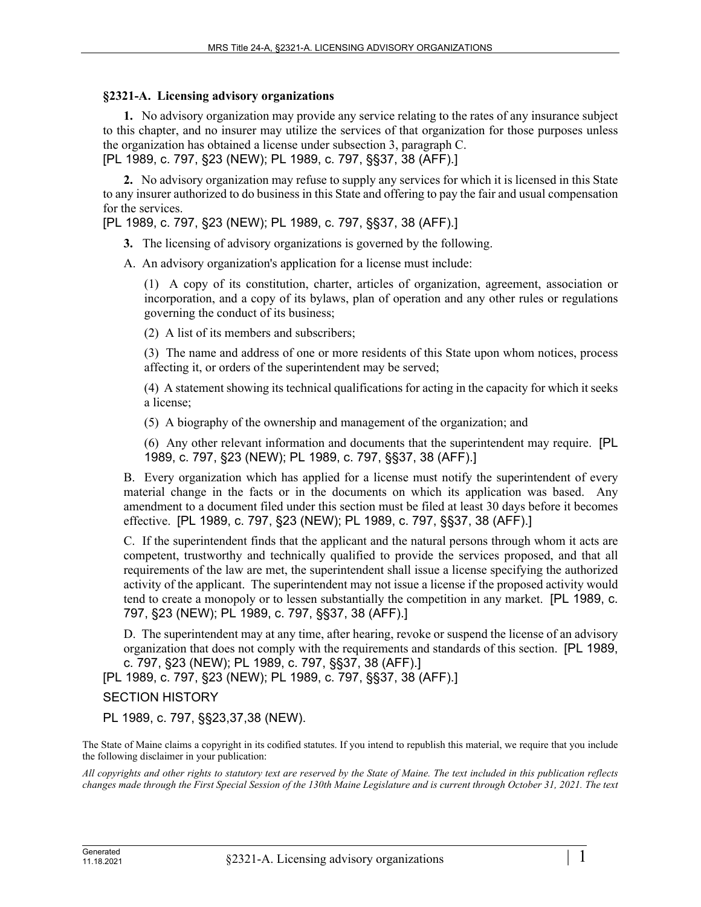## §2321-A. Licensing advisory organizations

**1.** No advisory organization may provide any service relating to the rates of any insurance subject to this chapter, and no insurer may utilize the services of that organization for those purposes unless the organization has obtained a license under subsection 3, paragraph C.
[PL 1989, c. 797, §23 (NEW); PL 1989, c. 797, §§37, 38 (AFF).]

**2.** No advisory organization may refuse to supply any services for which it is licensed in this State to any insurer authorized to do business in this State and offering to pay the fair and usual compensation for the services.
[PL 1989, c. 797, §23 (NEW); PL 1989, c. 797, §§37, 38 (AFF).]

**3.** The licensing of advisory organizations is governed by the following.

A. An advisory organization's application for a license must include:

(1) A copy of its constitution, charter, articles of organization, agreement, association or incorporation, and a copy of its bylaws, plan of operation and any other rules or regulations governing the conduct of its business;

(2) A list of its members and subscribers;

(3) The name and address of one or more residents of this State upon whom notices, process affecting it, or orders of the superintendent may be served;

(4) A statement showing its technical qualifications for acting in the capacity for which it seeks a license;

(5) A biography of the ownership and management of the organization; and

(6) Any other relevant information and documents that the superintendent may require. [PL 1989, c. 797, §23 (NEW); PL 1989, c. 797, §§37, 38 (AFF).]

B. Every organization which has applied for a license must notify the superintendent of every material change in the facts or in the documents on which its application was based. Any amendment to a document filed under this section must be filed at least 30 days before it becomes effective. [PL 1989, c. 797, §23 (NEW); PL 1989, c. 797, §§37, 38 (AFF).]

C. If the superintendent finds that the applicant and the natural persons through whom it acts are competent, trustworthy and technically qualified to provide the services proposed, and that all requirements of the law are met, the superintendent shall issue a license specifying the authorized activity of the applicant. The superintendent may not issue a license if the proposed activity would tend to create a monopoly or to lessen substantially the competition in any market. [PL 1989, c. 797, §23 (NEW); PL 1989, c. 797, §§37, 38 (AFF).]

D. The superintendent may at any time, after hearing, revoke or suspend the license of an advisory organization that does not comply with the requirements and standards of this section. [PL 1989, c. 797, §23 (NEW); PL 1989, c. 797, §§37, 38 (AFF).]

[PL 1989, c. 797, §23 (NEW); PL 1989, c. 797, §§37, 38 (AFF).]

SECTION HISTORY

PL 1989, c. 797, §§23,37,38 (NEW).

The State of Maine claims a copyright in its codified statutes. If you intend to republish this material, we require that you include the following disclaimer in your publication:

*All copyrights and other rights to statutory text are reserved by the State of Maine. The text included in this publication reflects changes made through the First Special Session of the 130th Maine Legislature and is current through October 31, 2021. The text*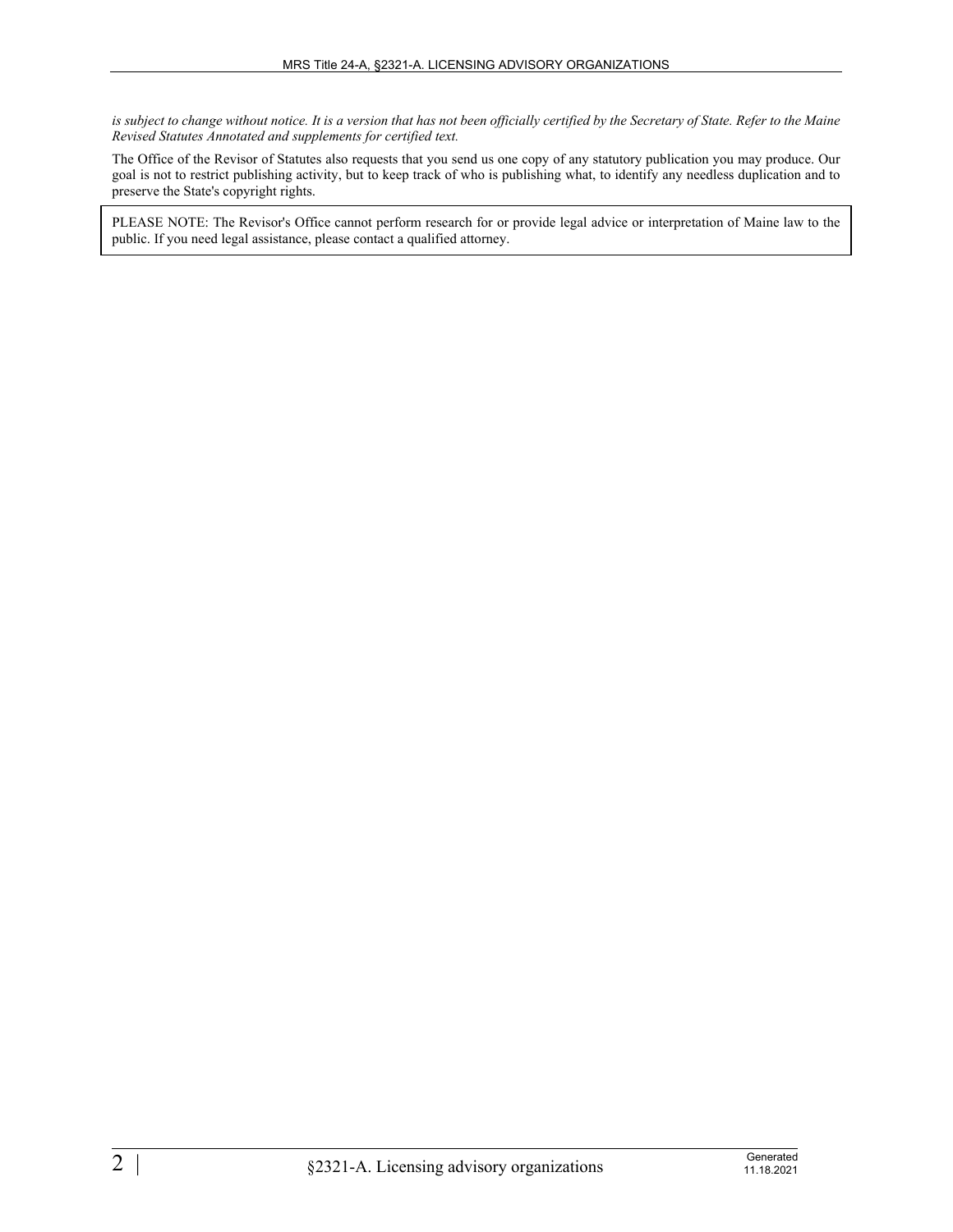*is subject to change without notice. It is a version that has not been officially certified by the Secretary of State. Refer to the Maine Revised Statutes Annotated and supplements for certified text.*

The Office of the Revisor of Statutes also requests that you send us one copy of any statutory publication you may produce. Our goal is not to restrict publishing activity, but to keep track of who is publishing what, to identify any needless duplication and to preserve the State's copyright rights.

PLEASE NOTE: The Revisor's Office cannot perform research for or provide legal advice or interpretation of Maine law to the public. If you need legal assistance, please contact a qualified attorney.